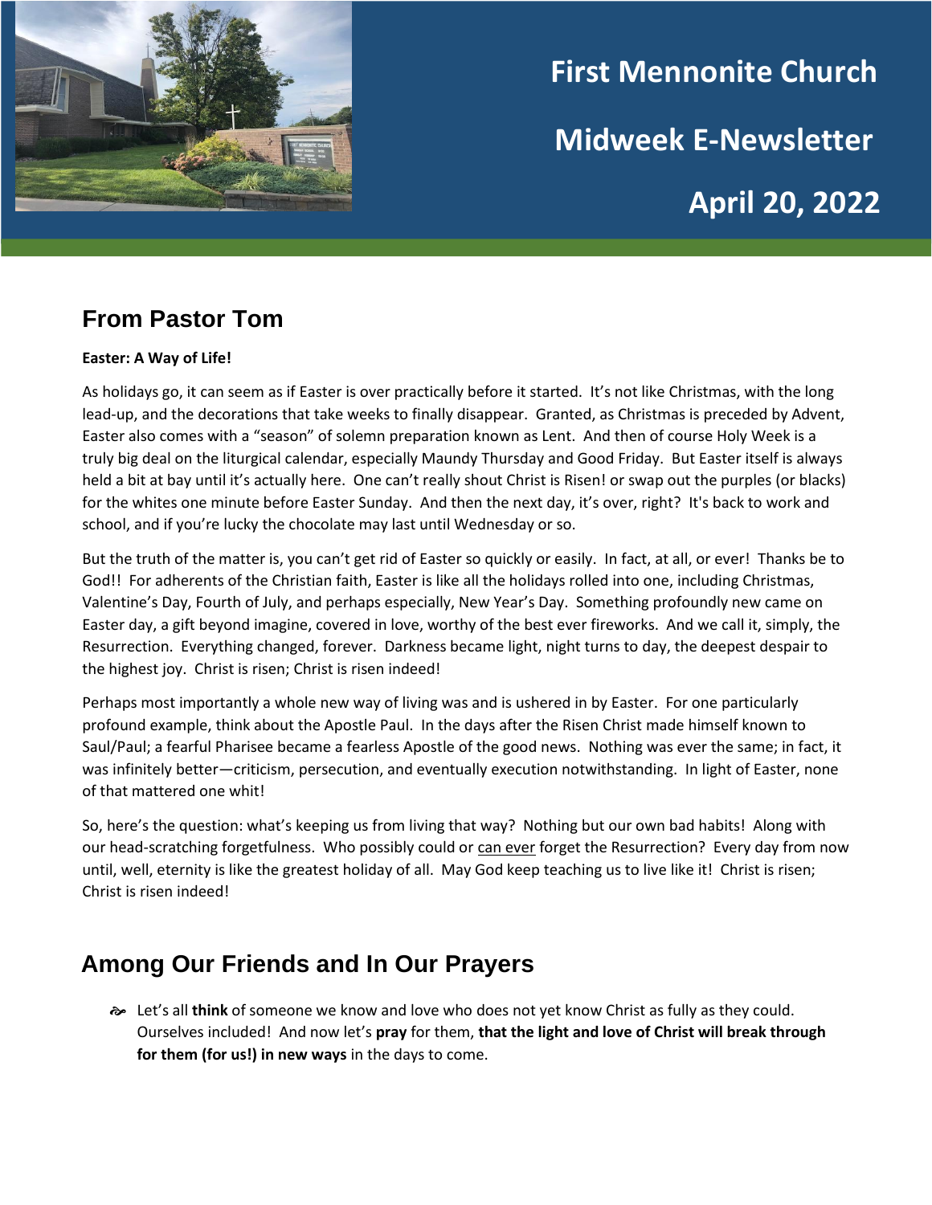# First Mennonite Church

# Midweek E-Newsletter

# April 20, 2022

## From Pastor Tom

**Easter: A Way of Life!**

As holidays go, it can seem as if Easter is over practically before it started. It's not like Christmas, with the long lead-up, and the decorations that take weeks to finally disappear. Granted, as Christmas is preceded by Advent, Easter also comes with a "season" of solemn preparation known as Lent. And then of course Holy Week is a truly big deal on the liturgical calendar, especially Maundy Thursday and Good Friday. But Easter itself is always held a bit at bay until it's actually here. One can't really shout Christ is Risen! or swap out the purples (or blacks) for the whites one minute before Easter Sunday. And then the next day, it's over, right? It's back to work and school, and if you're lucky the chocolate may last until Wednesday or so.

But the truth of the matter is, you can't get rid of Easter so quickly or easily. In fact, at all, or ever! Thanks be to God!! For adherents of the Christian faith, Easter is like all the holidays rolled into one, including Christmas, Valentine's Day, Fourth of July, and perhaps especially, New Year's Day. Something profoundly new came on Easter day, a gift beyond imagine, covered in love, worthy of the best ever fireworks. And we call it, simply, the Resurrection. Everything changed, forever. Darkness became light, night turns to day, the deepest despair to the highest joy. Christ is risen; Christ is risen indeed!

Perhaps most importantly a whole new way of living was and is ushered in by Easter. For one particularly profound example, think about the Apostle Paul. In the days after the Risen Christ made himself known to Saul/Paul; a fearful Pharisee became a fearless Apostle of the good news. Nothing was ever the same; in fact, it was infinitely better—criticism, persecution, and eventually execution notwithstanding. In light of Easter, none of that mattered one whit!

So, here's the question: what's keeping us from living that way? Nothing but our own bad habits! Along with our head-scratching forgetfulness. Who possibly could or can ever forget the Resurrection? Every day from now until, well, eternity is like the greatest holiday of all. May God keep teaching us to live like it! Christ is risen; Christ is risen indeed!

## Among Our Friends and In Our Prayers

- Let's all **think** of someone we know and love who does not yet know Christ as fully as they could. Ourselves included! And now let's **pray** for them, **that the light and love of Christ will break through for them (for us!) in new ways** in the days to come.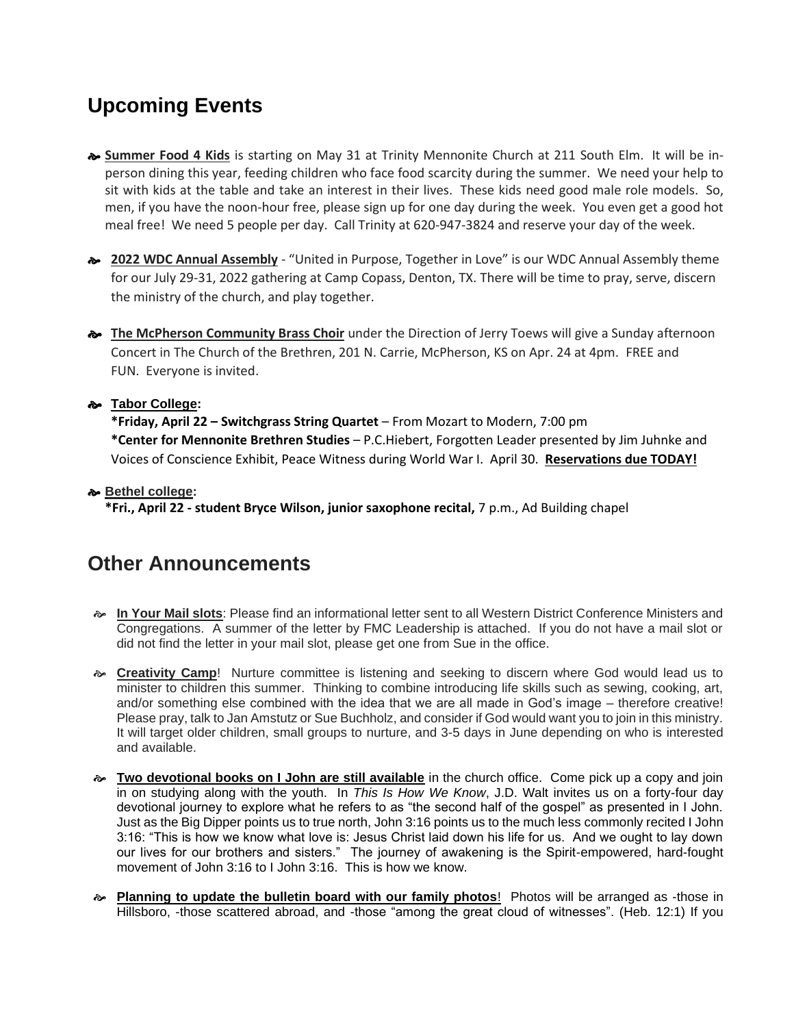## Upcoming Events

- **Summer Food 4 Kids** is starting on May 31 at Trinity Mennonite Church at 211 South Elm. It will be in-person dining this year, feeding children who face food scarcity during the summer. We need your help to sit with kids at the table and take an interest in their lives. These kids need good male role models. So, men, if you have the noon-hour free, please sign up for one day during the week. You even get a good hot meal free! We need 5 people per day. Call Trinity at 620-947-3824 and reserve your day of the week.

- **2022 WDC Annual Assembly** - "United in Purpose, Together in Love" is our WDC Annual Assembly theme for our July 29-31, 2022 gathering at Camp Copass, Denton, TX. There will be time to pray, serve, discern the ministry of the church, and play together.

- **The McPherson Community Brass Choir** under the Direction of Jerry Toews will give a Sunday afternoon Concert in The Church of the Brethren, 201 N. Carrie, McPherson, KS on Apr. 24 at 4pm. FREE and FUN. Everyone is invited.

- **Tabor College:**
  **\*Friday, April 22 – Switchgrass String Quartet** – From Mozart to Modern, 7:00 pm
  **\*Center for Mennonite Brethren Studies** – P.C.Hiebert, Forgotten Leader presented by Jim Juhnke and Voices of Conscience Exhibit, Peace Witness during World War I. April 30. **Reservations due TODAY!**

- **Bethel college:**
  **\*Fri., April 22 - student Bryce Wilson, junior saxophone recital,** 7 p.m., Ad Building chapel

## Other Announcements

- **In Your Mail slots**: Please find an informational letter sent to all Western District Conference Ministers and Congregations. A summer of the letter by FMC Leadership is attached. If you do not have a mail slot or did not find the letter in your mail slot, please get one from Sue in the office.

- **Creativity Camp**! Nurture committee is listening and seeking to discern where God would lead us to minister to children this summer. Thinking to combine introducing life skills such as sewing, cooking, art, and/or something else combined with the idea that we are all made in God's image – therefore creative! Please pray, talk to Jan Amstutz or Sue Buchholz, and consider if God would want you to join in this ministry. It will target older children, small groups to nurture, and 3-5 days in June depending on who is interested and available.

- **Two devotional books on I John are still available** in the church office. Come pick up a copy and join in on studying along with the youth. In *This Is How We Know*, J.D. Walt invites us on a forty-four day devotional journey to explore what he refers to as "the second half of the gospel" as presented in I John. Just as the Big Dipper points us to true north, John 3:16 points us to the much less commonly recited I John 3:16: "This is how we know what love is: Jesus Christ laid down his life for us. And we ought to lay down our lives for our brothers and sisters." The journey of awakening is the Spirit-empowered, hard-fought movement of John 3:16 to I John 3:16. This is how we know.

- **Planning to update the bulletin board with our family photos**! Photos will be arranged as -those in Hillsboro, -those scattered abroad, and -those "among the great cloud of witnesses". (Heb. 12:1) If you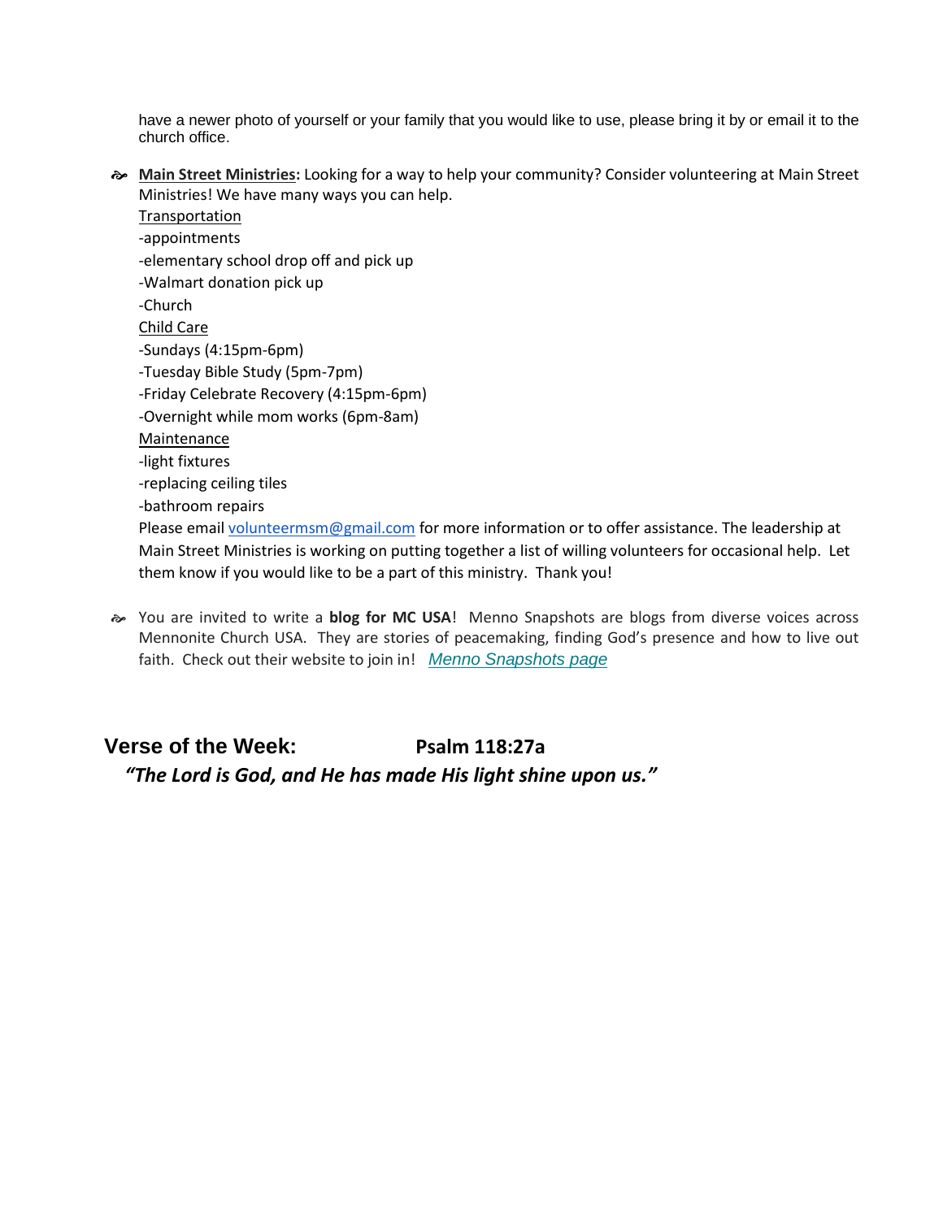have a newer photo of yourself or your family that you would like to use, please bring it by or email it to the church office.

- **Main Street Ministries:** Looking for a way to help your community? Consider volunteering at Main Street Ministries! We have many ways you can help.

  Transportation

  -appointments

  -elementary school drop off and pick up

  -Walmart donation pick up

  -Church

  Child Care

  -Sundays (4:15pm-6pm)

  -Tuesday Bible Study (5pm-7pm)

  -Friday Celebrate Recovery (4:15pm-6pm)

  -Overnight while mom works (6pm-8am)

  Maintenance

  -light fixtures

  -replacing ceiling tiles

  -bathroom repairs

  Please email volunteermsm@gmail.com for more information or to offer assistance. The leadership at Main Street Ministries is working on putting together a list of willing volunteers for occasional help. Let them know if you would like to be a part of this ministry. Thank you!

- You are invited to write a **blog for MC USA**! Menno Snapshots are blogs from diverse voices across Mennonite Church USA. They are stories of peacemaking, finding God's presence and how to live out faith. Check out their website to join in! *Menno Snapshots page*

## Verse of the Week: **Psalm 118:27a**

***"The Lord is God, and He has made His light shine upon us."***